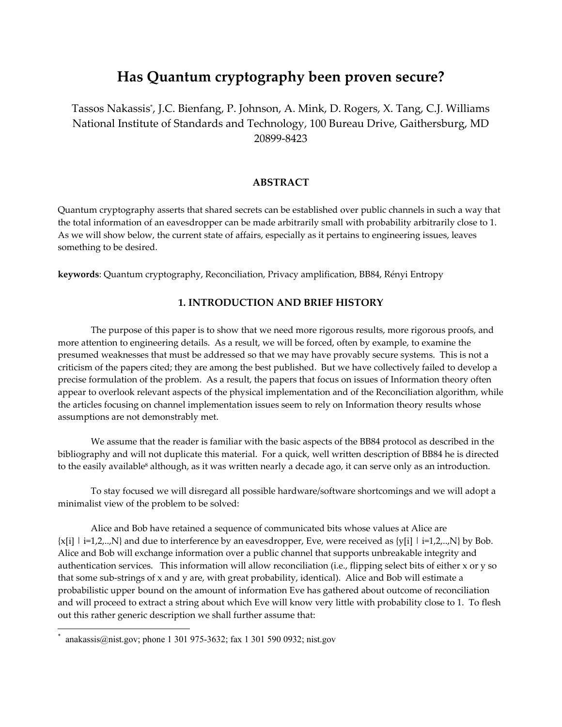# Has Quantum cryptography been proven secure?

Tassos Nakassis[*], J.C. Bienfang, P. Johnson, A. Mink, D. Rogers, X. Tang, C.J. Williams
National Institute of Standards and Technology, 100 Bureau Drive, Gaithersburg, MD 20899-8423

## ABSTRACT

Quantum cryptography asserts that shared secrets can be established over public channels in such a way that the total information of an eavesdropper can be made arbitrarily small with probability arbitrarily close to 1. As we will show below, the current state of affairs, especially as it pertains to engineering issues, leaves something to be desired.

**keywords**: Quantum cryptography, Reconciliation, Privacy amplification, BB84, Rényi Entropy

## 1. INTRODUCTION AND BRIEF HISTORY

The purpose of this paper is to show that we need more rigorous results, more rigorous proofs, and more attention to engineering details. As a result, we will be forced, often by example, to examine the presumed weaknesses that must be addressed so that we may have provably secure systems. This is not a criticism of the papers cited; they are among the best published. But we have collectively failed to develop a precise formulation of the problem. As a result, the papers that focus on issues of Information theory often appear to overlook relevant aspects of the physical implementation and of the Reconciliation algorithm, while the articles focusing on channel implementation issues seem to rely on Information theory results whose assumptions are not demonstrably met.

We assume that the reader is familiar with the basic aspects of the BB84 protocol as described in the bibliography and will not duplicate this material. For a quick, well written description of BB84 he is directed to the easily available[8] although, as it was written nearly a decade ago, it can serve only as an introduction.

To stay focused we will disregard all possible hardware/software shortcomings and we will adopt a minimalist view of the problem to be solved:

Alice and Bob have retained a sequence of communicated bits whose values at Alice are {x[i] | i=1,2,..,N} and due to interference by an eavesdropper, Eve, were received as {y[i] | i=1,2,..,N} by Bob. Alice and Bob will exchange information over a public channel that supports unbreakable integrity and authentication services. This information will allow reconciliation (i.e., flipping select bits of either x or y so that some sub-strings of x and y are, with great probability, identical). Alice and Bob will estimate a probabilistic upper bound on the amount of information Eve has gathered about outcome of reconciliation and will proceed to extract a string about which Eve will know very little with probability close to 1. To flesh out this rather generic description we shall further assume that:

[*] anakassis@nist.gov; phone 1 301 975-3632; fax 1 301 590 0932; nist.gov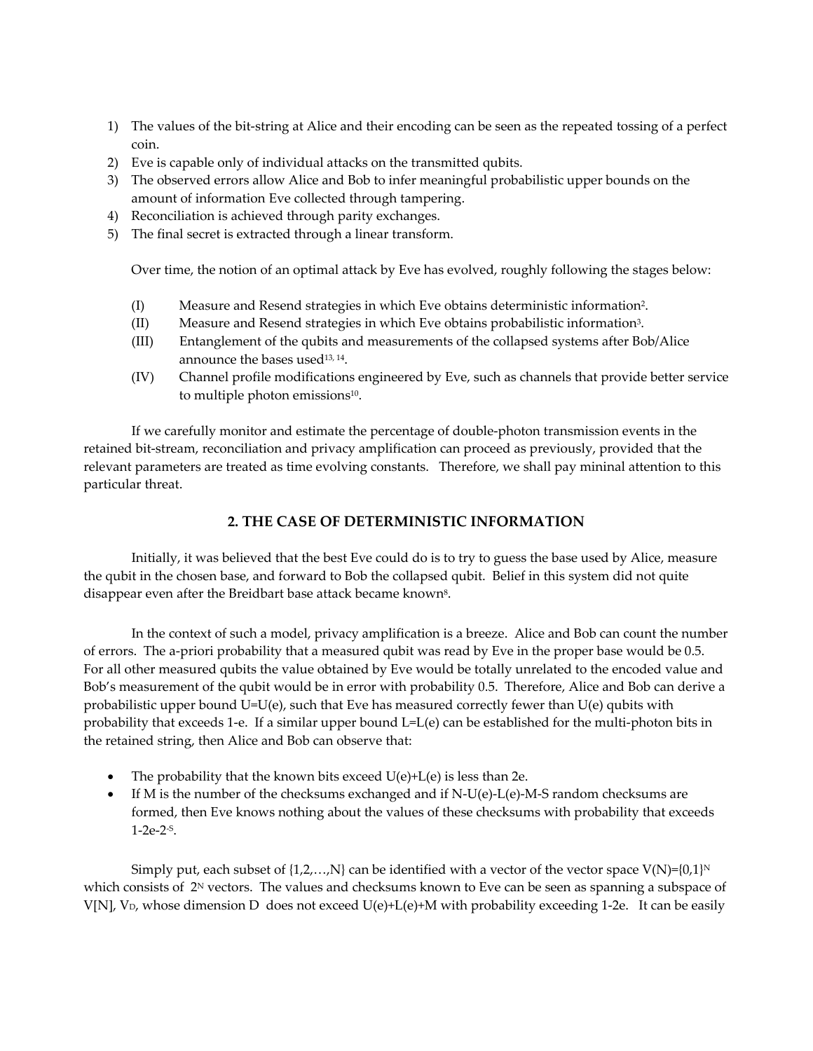1) The values of the bit-string at Alice and their encoding can be seen as the repeated tossing of a perfect coin.
2) Eve is capable only of individual attacks on the transmitted qubits.
3) The observed errors allow Alice and Bob to infer meaningful probabilistic upper bounds on the amount of information Eve collected through tampering.
4) Reconciliation is achieved through parity exchanges.
5) The final secret is extracted through a linear transform.

Over time, the notion of an optimal attack by Eve has evolved, roughly following the stages below:

(I) Measure and Resend strategies in which Eve obtains deterministic information[2].

(II) Measure and Resend strategies in which Eve obtains probabilistic information[3].

(III) Entanglement of the qubits and measurements of the collapsed systems after Bob/Alice announce the bases used[13, 14].

(IV) Channel profile modifications engineered by Eve, such as channels that provide better service to multiple photon emissions[10].

If we carefully monitor and estimate the percentage of double-photon transmission events in the retained bit-stream, reconciliation and privacy amplification can proceed as previously, provided that the relevant parameters are treated as time evolving constants. Therefore, we shall pay mininal attention to this particular threat.

## 2. THE CASE OF DETERMINISTIC INFORMATION

Initially, it was believed that the best Eve could do is to try to guess the base used by Alice, measure the qubit in the chosen base, and forward to Bob the collapsed qubit. Belief in this system did not quite disappear even after the Breidbart base attack became known[8].

In the context of such a model, privacy amplification is a breeze. Alice and Bob can count the number of errors. The a-priori probability that a measured qubit was read by Eve in the proper base would be 0.5. For all other measured qubits the value obtained by Eve would be totally unrelated to the encoded value and Bob's measurement of the qubit would be in error with probability 0.5. Therefore, Alice and Bob can derive a probabilistic upper bound $U=U(e)$, such that Eve has measured correctly fewer than $U(e)$ qubits with probability that exceeds $1-e$. If a similar upper bound $L=L(e)$ can be established for the multi-photon bits in the retained string, then Alice and Bob can observe that:

- The probability that the known bits exceed $U(e)+L(e)$ is less than $2e$.
- If $M$ is the number of the checksums exchanged and if $N-U(e)-L(e)-M-S$ random checksums are formed, then Eve knows nothing about the values of these checksums with probability that exceeds $1-2e-2^{-S}$.

Simply put, each subset of $\{1,2,\ldots,N\}$ can be identified with a vector of the vector space $V(N)=\{0,1\}^N$ which consists of $2^N$ vectors. The values and checksums known to Eve can be seen as spanning a subspace of $V[N]$, $V_D$, whose dimension $D$ does not exceed $U(e)+L(e)+M$ with probability exceeding $1-2e$. It can be easily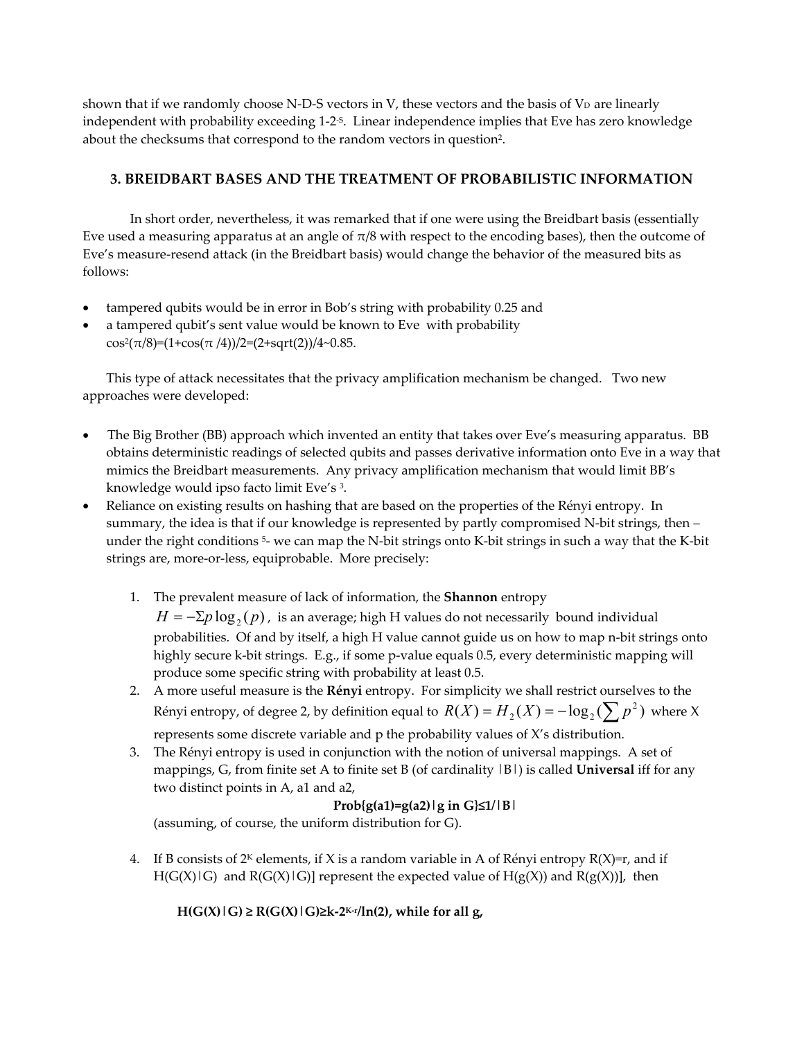shown that if we randomly choose N-D-S vectors in V, these vectors and the basis of $V_D$ are linearly independent with probability exceeding $1-2^{-S}$. Linear independence implies that Eve has zero knowledge about the checksums that correspond to the random vectors in question[2].

## 3. BREIDBART BASES AND THE TREATMENT OF PROBABILISTIC INFORMATION

In short order, nevertheless, it was remarked that if one were using the Breidbart basis (essentially Eve used a measuring apparatus at an angle of $\pi/8$ with respect to the encoding bases), then the outcome of Eve's measure-resend attack (in the Breidbart basis) would change the behavior of the measured bits as follows:

- tampered qubits would be in error in Bob's string with probability 0.25 and
- a tampered qubit's sent value would be known to Eve with probability $\cos^2(\pi/8)=(1+\cos(\pi/4))/2=(2+\sqrt{2})/4\sim 0.85$.

This type of attack necessitates that the privacy amplification mechanism be changed. Two new approaches were developed:

- The Big Brother (BB) approach which invented an entity that takes over Eve's measuring apparatus. BB obtains deterministic readings of selected qubits and passes derivative information onto Eve in a way that mimics the Breidbart measurements. Any privacy amplification mechanism that would limit BB's knowledge would ipso facto limit Eve's [3].
- Reliance on existing results on hashing that are based on the properties of the Rényi entropy. In summary, the idea is that if our knowledge is represented by partly compromised N-bit strings, then – under the right conditions [5]- we can map the N-bit strings onto K-bit strings in such a way that the K-bit strings are, more-or-less, equiprobable. More precisely:

    1. The prevalent measure of lack of information, the **Shannon** entropy $H = -\Sigma p \log_2(p)$, is an average; high H values do not necessarily bound individual probabilities. Of and by itself, a high H value cannot guide us on how to map n-bit strings onto highly secure k-bit strings. E.g., if some p-value equals 0.5, every deterministic mapping will produce some specific string with probability at least 0.5.
    2. A more useful measure is the **Rényi** entropy. For simplicity we shall restrict ourselves to the Rényi entropy, of degree 2, by definition equal to $R(X) = H_2(X) = -\log_2(\sum p^2)$ where X represents some discrete variable and p the probability values of X's distribution.
    3. The Rényi entropy is used in conjunction with the notion of universal mappings. A set of mappings, G, from finite set A to finite set B (of cardinality |B|) is called **Universal** iff for any two distinct points in A, a1 and a2,

       **Prob{g(a1)=g(a2)|g in G}≤1/|B|**

       (assuming, of course, the uniform distribution for G).

    4. If B consists of $2^K$ elements, if X is a random variable in A of Rényi entropy R(X)=r, and if H(G(X)|G) and R(G(X)|G)] represent the expected value of H(g(X)) and R(g(X))], then

       **$H(G(X)|G) \geq R(G(X)|G) \geq k-2^{K-r}/\ln(2)$, while for all g,**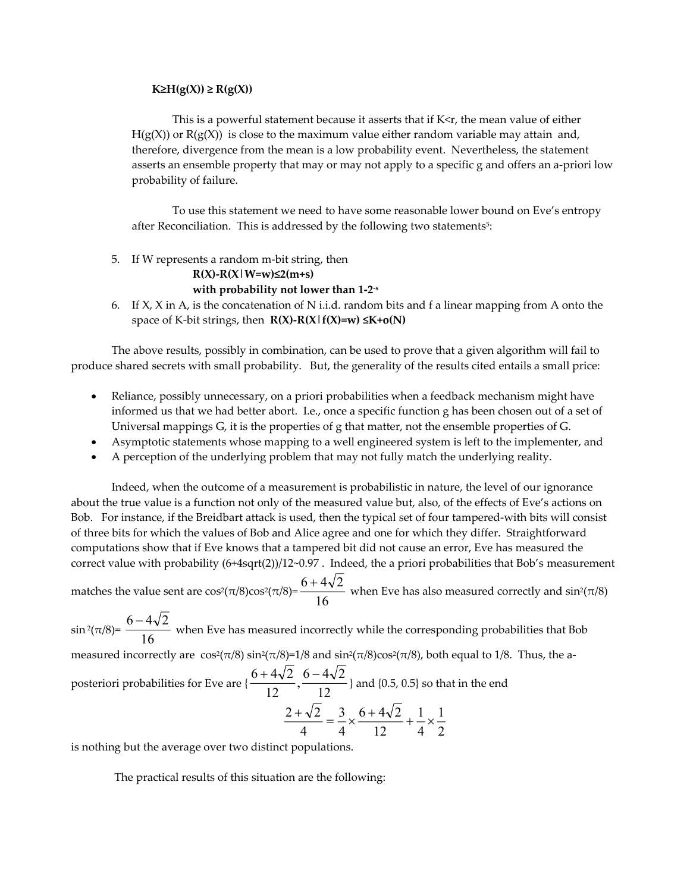**$K \geq H(g(X)) \geq R(g(X))$**

This is a powerful statement because it asserts that if $K<r$, the mean value of either $H(g(X))$ or $R(g(X))$ is close to the maximum value either random variable may attain and, therefore, divergence from the mean is a low probability event. Nevertheless, the statement asserts an ensemble property that may or may not apply to a specific g and offers an a-priori low probability of failure.

To use this statement we need to have some reasonable lower bound on Eve's entropy after Reconciliation. This is addressed by the following two statements[5]:

5. If W represents a random m-bit string, then
   **$R(X)-R(X|W=w) \leq 2(m+s)$**
   **with probability not lower than $1-2^{-s}$**
6. If X, X in A, is the concatenation of N i.i.d. random bits and f a linear mapping from A onto the space of K-bit strings, then **$R(X)-R(X|f(X)=w) \leq K+o(N)$**

The above results, possibly in combination, can be used to prove that a given algorithm will fail to produce shared secrets with small probability. But, the generality of the results cited entails a small price:

- Reliance, possibly unnecessary, on a priori probabilities when a feedback mechanism might have informed us that we had better abort. I.e., once a specific function g has been chosen out of a set of Universal mappings G, it is the properties of g that matter, not the ensemble properties of G.
- Asymptotic statements whose mapping to a well engineered system is left to the implementer, and
- A perception of the underlying problem that may not fully match the underlying reality.

Indeed, when the outcome of a measurement is probabilistic in nature, the level of our ignorance about the true value is a function not only of the measured value but, also, of the effects of Eve's actions on Bob. For instance, if the Breidbart attack is used, then the typical set of four tampered-with bits will consist of three bits for which the values of Bob and Alice agree and one for which they differ. Straightforward computations show that if Eve knows that a tampered bit did not cause an error, Eve has measured the correct value with probability $(6+4\sqrt{2})/12 \sim 0.97$. Indeed, the a priori probabilities that Bob's measurement matches the value sent are $\cos^2(\pi/8)\cos^2(\pi/8)=\frac{6+4\sqrt{2}}{16}$ when Eve has also measured correctly and $\sin^2(\pi/8)\sin^2(\pi/8)=\frac{6-4\sqrt{2}}{16}$ when Eve has measured incorrectly while the corresponding probabilities that Bob measured incorrectly are $\cos^2(\pi/8)\sin^2(\pi/8)=1/8$ and $\sin^2(\pi/8)\cos^2(\pi/8)$, both equal to 1/8. Thus, the a-posteriori probabilities for Eve are $\{\frac{6+4\sqrt{2}}{12}, \frac{6-4\sqrt{2}}{12}\}$ and {0.5, 0.5} so that in the end

$$\frac{2+\sqrt{2}}{4} = \frac{3}{4} \times \frac{6+4\sqrt{2}}{12} + \frac{1}{4} \times \frac{1}{2}$$

is nothing but the average over two distinct populations.

The practical results of this situation are the following: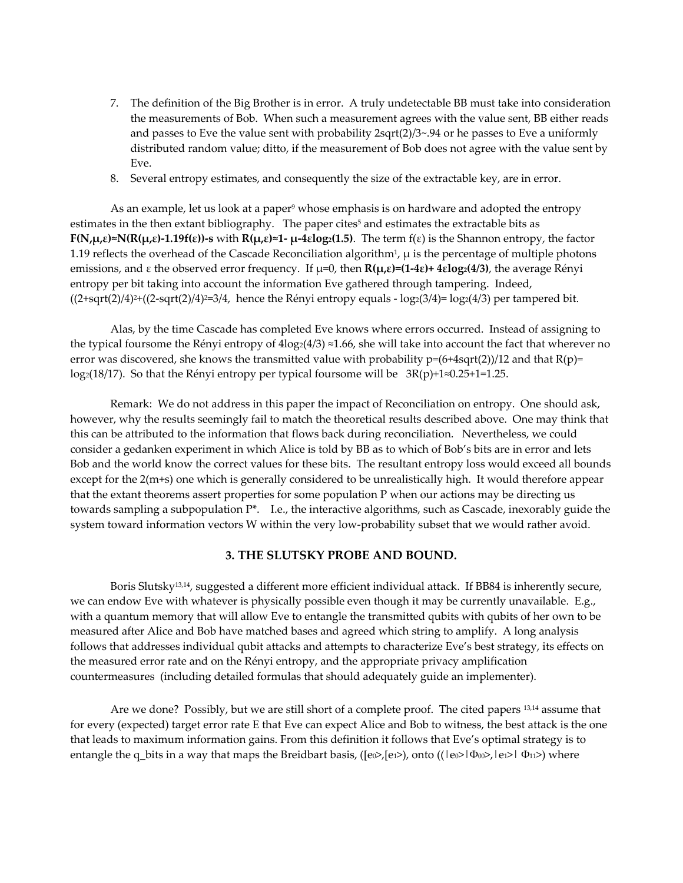7. The definition of the Big Brother is in error. A truly undetectable BB must take into consideration the measurements of Bob. When such a measurement agrees with the value sent, BB either reads and passes to Eve the value sent with probability 2sqrt(2)/3~.94 or he passes to Eve a uniformly distributed random value; ditto, if the measurement of Bob does not agree with the value sent by Eve.
8. Several entropy estimates, and consequently the size of the extractable key, are in error.

As an example, let us look at a paper[9] whose emphasis is on hardware and adopted the entropy estimates in the then extant bibliography. The paper cites[5] and estimates the extractable bits as $\mathbf{F(N,\mu,\varepsilon)\approx N(R(\mu,\varepsilon)\text{-}1.19f(\varepsilon))\text{-}s}$ with $\mathbf{R(\mu,\varepsilon)\approx 1\text{-}\ \mu\text{-}4\varepsilon log_2(1.5)}$. The term $f(\varepsilon)$ is the Shannon entropy, the factor 1.19 reflects the overhead of the Cascade Reconciliation algorithm[1], $\mu$ is the percentage of multiple photons emissions, and $\varepsilon$ the observed error frequency. If $\mu$=0, then $\mathbf{R(\mu,\varepsilon)=(1\text{-}4\varepsilon)+\ 4\varepsilon log_2(4/3)}$, the average Rényi entropy per bit taking into account the information Eve gathered through tampering. Indeed, $((2+\text{sqrt}(2)/4)^2+((2-\text{sqrt}(2)/4)^2=3/4$, hence the Rényi entropy equals - $\log_2(3/4)=\log_2(4/3)$ per tampered bit.

Alas, by the time Cascade has completed Eve knows where errors occurred. Instead of assigning to the typical foursome the Rényi entropy of $4\log_2(4/3)\approx 1.66$, she will take into account the fact that wherever no error was discovered, she knows the transmitted value with probability $p=(6+4\text{sqrt}(2))/12$ and that $R(p)=\log_2(18/17)$. So that the Rényi entropy per typical foursome will be $3R(p)+1\approx 0.25+1=1.25$.

Remark: We do not address in this paper the impact of Reconciliation on entropy. One should ask, however, why the results seemingly fail to match the theoretical results described above. One may think that this can be attributed to the information that flows back during reconciliation. Nevertheless, we could consider a gedanken experiment in which Alice is told by BB as to which of Bob's bits are in error and lets Bob and the world know the correct values for these bits. The resultant entropy loss would exceed all bounds except for the 2(m+s) one which is generally considered to be unrealistically high. It would therefore appear that the extant theorems assert properties for some population P when our actions may be directing us towards sampling a subpopulation P*. I.e., the interactive algorithms, such as Cascade, inexorably guide the system toward information vectors W within the very low-probability subset that we would rather avoid.

## 3. THE SLUTSKY PROBE AND BOUND.

Boris Slutsky[13,14], suggested a different more efficient individual attack. If BB84 is inherently secure, we can endow Eve with whatever is physically possible even though it may be currently unavailable. E.g., with a quantum memory that will allow Eve to entangle the transmitted qubits with qubits of her own to be measured after Alice and Bob have matched bases and agreed which string to amplify. A long analysis follows that addresses individual qubit attacks and attempts to characterize Eve's best strategy, its effects on the measured error rate and on the Rényi entropy, and the appropriate privacy amplification countermeasures (including detailed formulas that should adequately guide an implementer).

Are we done? Possibly, but we are still short of a complete proof. The cited papers [13,14] assume that for every (expected) target error rate E that Eve can expect Alice and Bob to witness, the best attack is the one that leads to maximum information gains. From this definition it follows that Eve's optimal strategy is to entangle the q_bits in a way that maps the Breidbart basis, $([e_0>,[e_1>)$, onto $((|e_0>|\Phi_{00}>,|e_1>|\ \Phi_{11}>)$ where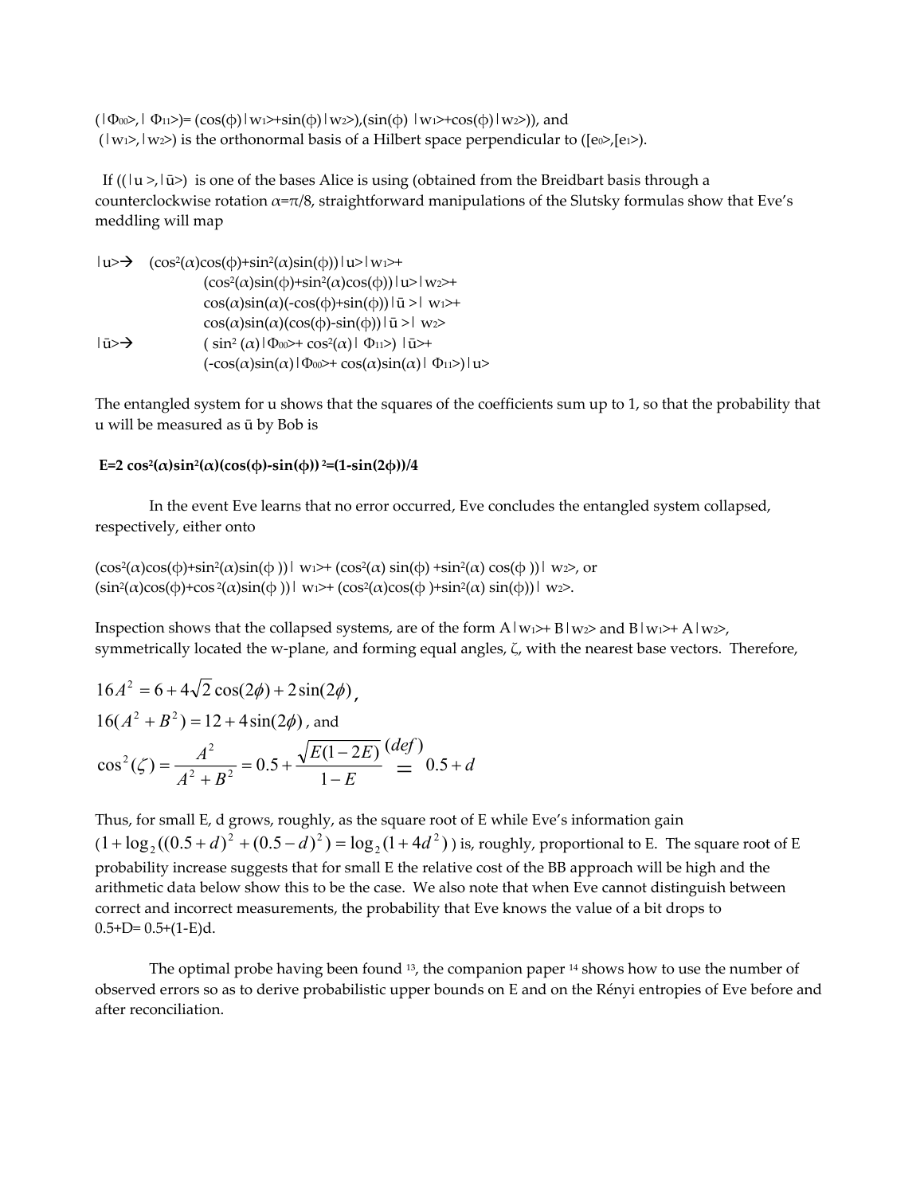$(|\Phi_{00}\rangle, |\Phi_{11}\rangle) = (\cos(\phi)|w_1\rangle + \sin(\phi)|w_2\rangle), (\sin(\phi)\ |w_1\rangle + \cos(\phi)|w_2\rangle))$, and $(|w_1\rangle, |w_2\rangle)$ is the orthonormal basis of a Hilbert space perpendicular to $([e_0\rangle, [e_1\rangle)$.

If $((|u\rangle, |\bar{u}\rangle)$ is one of the bases Alice is using (obtained from the Breidbart basis through a counterclockwise rotation $\alpha=\pi/8$, straightforward manipulations of the Slutsky formulas show that Eve's meddling will map

$$
\begin{aligned}
|u\rangle \rightarrow\ & (\cos^2(\alpha)\cos(\phi)+\sin^2(\alpha)\sin(\phi))|u\rangle|w_1\rangle + \\
& (\cos^2(\alpha)\sin(\phi)+\sin^2(\alpha)\cos(\phi))|u\rangle|w_2\rangle + \\
& \cos(\alpha)\sin(\alpha)(-\cos(\phi)+\sin(\phi))|\bar{u}\rangle|w_1\rangle + \\
& \cos(\alpha)\sin(\alpha)(\cos(\phi)-\sin(\phi))|\bar{u}\rangle|w_2\rangle \\
|\bar{u}\rangle \rightarrow\ & (\sin^2(\alpha)|\Phi_{00}\rangle + \cos^2(\alpha)|\Phi_{11}\rangle)|\bar{u}\rangle + \\
& (-\cos(\alpha)\sin(\alpha)|\Phi_{00}\rangle + \cos(\alpha)\sin(\alpha)|\Phi_{11}\rangle)|u\rangle
\end{aligned}
$$

The entangled system for u shows that the squares of the coefficients sum up to 1, so that the probability that u will be measured as ū by Bob is

$$\mathbf{E=2\cos^2(\alpha)\sin^2(\alpha)(\cos(\phi)-\sin(\phi))^2=(1-\sin(2\phi))/4}$$

In the event Eve learns that no error occurred, Eve concludes the entangled system collapsed, respectively, either onto

$(\cos^2(\alpha)\cos(\phi)+\sin^2(\alpha)\sin(\phi))|w_1\rangle + (\cos^2(\alpha)\sin(\phi)+\sin^2(\alpha)\cos(\phi))|w_2\rangle$, or
$(\sin^2(\alpha)\cos(\phi)+\cos^2(\alpha)\sin(\phi))|w_1\rangle + (\cos^2(\alpha)\cos(\phi)+\sin^2(\alpha)\sin(\phi))|w_2\rangle$.

Inspection shows that the collapsed systems, are of the form $A|w_1\rangle + B|w_2\rangle$ and $B|w_1\rangle + A|w_2\rangle$, symmetrically located the w-plane, and forming equal angles, $\zeta$, with the nearest base vectors. Therefore,

$$16A^2 = 6 + 4\sqrt{2}\cos(2\phi) + 2\sin(2\phi),$$

$$16(A^2+B^2) = 12 + 4\sin(2\phi), \text{ and}$$

$$\cos^2(\zeta) = \frac{A^2}{A^2+B^2} = 0.5 + \frac{\sqrt{E(1-2E)}}{1-E} \overset{(def)}{=} 0.5 + d$$

Thus, for small E, d grows, roughly, as the square root of E while Eve's information gain $(1+\log_2((0.5+d)^2+(0.5-d)^2) = \log_2(1+4d^2))$ is, roughly, proportional to E. The square root of E probability increase suggests that for small E the relative cost of the BB approach will be high and the arithmetic data below show this to be the case. We also note that when Eve cannot distinguish between correct and incorrect measurements, the probability that Eve knows the value of a bit drops to $0.5+D=0.5+(1-E)d$.

The optimal probe having been found [13], the companion paper [14] shows how to use the number of observed errors so as to derive probabilistic upper bounds on E and on the Rényi entropies of Eve before and after reconciliation.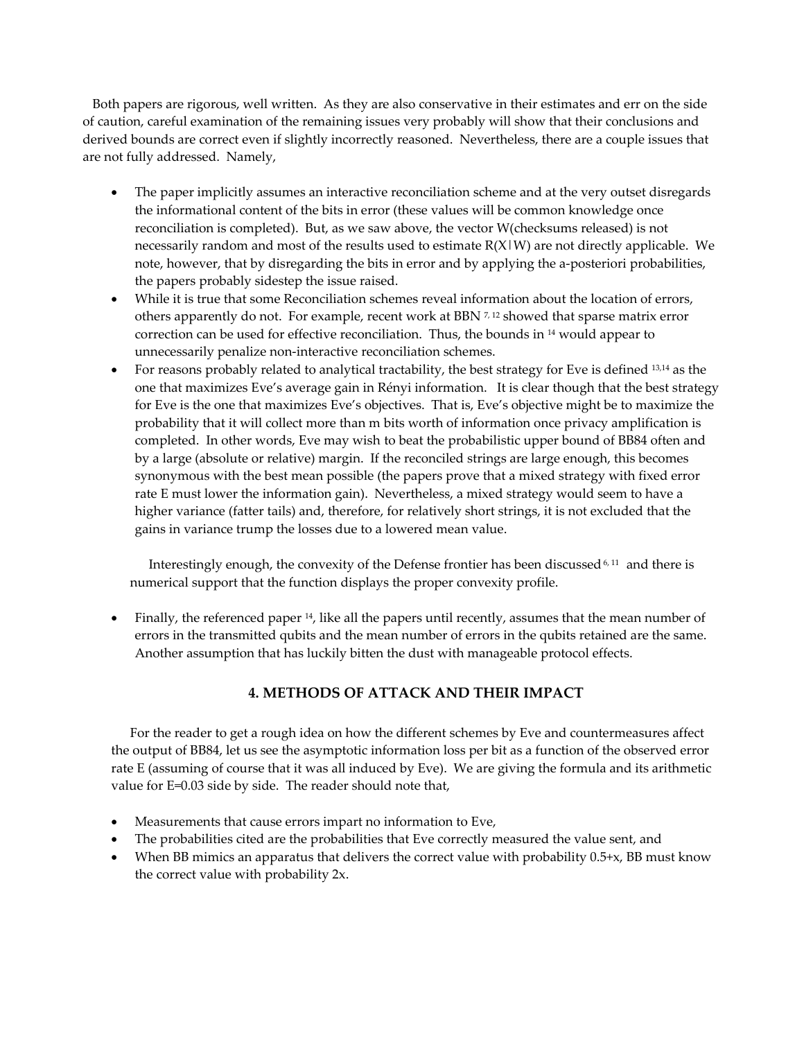Both papers are rigorous, well written. As they are also conservative in their estimates and err on the side of caution, careful examination of the remaining issues very probably will show that their conclusions and derived bounds are correct even if slightly incorrectly reasoned. Nevertheless, there are a couple issues that are not fully addressed. Namely,

- The paper implicitly assumes an interactive reconciliation scheme and at the very outset disregards the informational content of the bits in error (these values will be common knowledge once reconciliation is completed). But, as we saw above, the vector W(checksums released) is not necessarily random and most of the results used to estimate $R(X|W)$ are not directly applicable. We note, however, that by disregarding the bits in error and by applying the a-posteriori probabilities, the papers probably sidestep the issue raised.
- While it is true that some Reconciliation schemes reveal information about the location of errors, others apparently do not. For example, recent work at BBN [7, 12] showed that sparse matrix error correction can be used for effective reconciliation. Thus, the bounds in [14] would appear to unnecessarily penalize non-interactive reconciliation schemes.
- For reasons probably related to analytical tractability, the best strategy for Eve is defined [13,14] as the one that maximizes Eve's average gain in Rényi information. It is clear though that the best strategy for Eve is the one that maximizes Eve's objectives. That is, Eve's objective might be to maximize the probability that it will collect more than m bits worth of information once privacy amplification is completed. In other words, Eve may wish to beat the probabilistic upper bound of BB84 often and by a large (absolute or relative) margin. If the reconciled strings are large enough, this becomes synonymous with the best mean possible (the papers prove that a mixed strategy with fixed error rate E must lower the information gain). Nevertheless, a mixed strategy would seem to have a higher variance (fatter tails) and, therefore, for relatively short strings, it is not excluded that the gains in variance trump the losses due to a lowered mean value.

  Interestingly enough, the convexity of the Defense frontier has been discussed [6, 11] and there is numerical support that the function displays the proper convexity profile.

- Finally, the referenced paper [14], like all the papers until recently, assumes that the mean number of errors in the transmitted qubits and the mean number of errors in the qubits retained are the same. Another assumption that has luckily bitten the dust with manageable protocol effects.

## 4. METHODS OF ATTACK AND THEIR IMPACT

For the reader to get a rough idea on how the different schemes by Eve and countermeasures affect the output of BB84, let us see the asymptotic information loss per bit as a function of the observed error rate E (assuming of course that it was all induced by Eve). We are giving the formula and its arithmetic value for E=0.03 side by side. The reader should note that,

- Measurements that cause errors impart no information to Eve,
- The probabilities cited are the probabilities that Eve correctly measured the value sent, and
- When BB mimics an apparatus that delivers the correct value with probability 0.5+x, BB must know the correct value with probability 2x.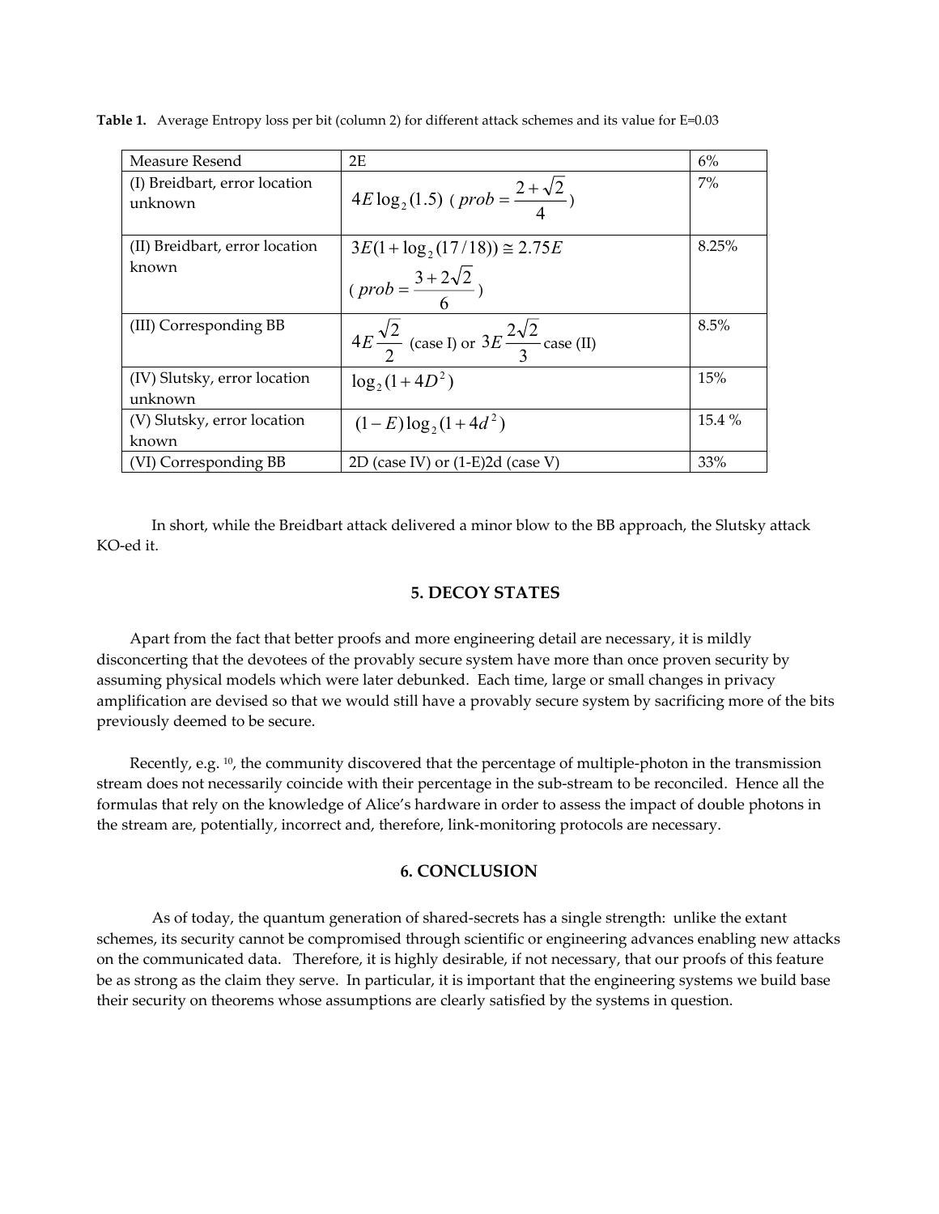**Table 1.** Average Entropy loss per bit (column 2) for different attack schemes and its value for E=0.03

| Measure Resend | 2E | 6% |
|---|---|---|
| (I) Breidbart, error location unknown | $4E\log_2(1.5)$ ( $prob = \frac{2+\sqrt{2}}{4}$ ) | 7% |
| (II) Breidbart, error location known | $3E(1+\log_2(17/18)) \cong 2.75E$ ( $prob = \frac{3+2\sqrt{2}}{6}$ ) | 8.25% |
| (III) Corresponding BB | $4E\frac{\sqrt{2}}{2}$ (case I) or $3E\frac{2\sqrt{2}}{3}$ case (II) | 8.5% |
| (IV) Slutsky, error location unknown | $\log_2(1+4D^2)$ | 15% |
| (V) Slutsky, error location known | $(1-E)\log_2(1+4d^2)$ | 15.4 % |
| (VI) Corresponding BB | 2D (case IV) or (1-E)2d (case V) | 33% |

In short, while the Breidbart attack delivered a minor blow to the BB approach, the Slutsky attack KO-ed it.

## 5. DECOY STATES

Apart from the fact that better proofs and more engineering detail are necessary, it is mildly disconcerting that the devotees of the provably secure system have more than once proven security by assuming physical models which were later debunked. Each time, large or small changes in privacy amplification are devised so that we would still have a provably secure system by sacrificing more of the bits previously deemed to be secure.

Recently, e.g. [10], the community discovered that the percentage of multiple-photon in the transmission stream does not necessarily coincide with their percentage in the sub-stream to be reconciled. Hence all the formulas that rely on the knowledge of Alice's hardware in order to assess the impact of double photons in the stream are, potentially, incorrect and, therefore, link-monitoring protocols are necessary.

## 6. CONCLUSION

As of today, the quantum generation of shared-secrets has a single strength: unlike the extant schemes, its security cannot be compromised through scientific or engineering advances enabling new attacks on the communicated data. Therefore, it is highly desirable, if not necessary, that our proofs of this feature be as strong as the claim they serve. In particular, it is important that the engineering systems we build base their security on theorems whose assumptions are clearly satisfied by the systems in question.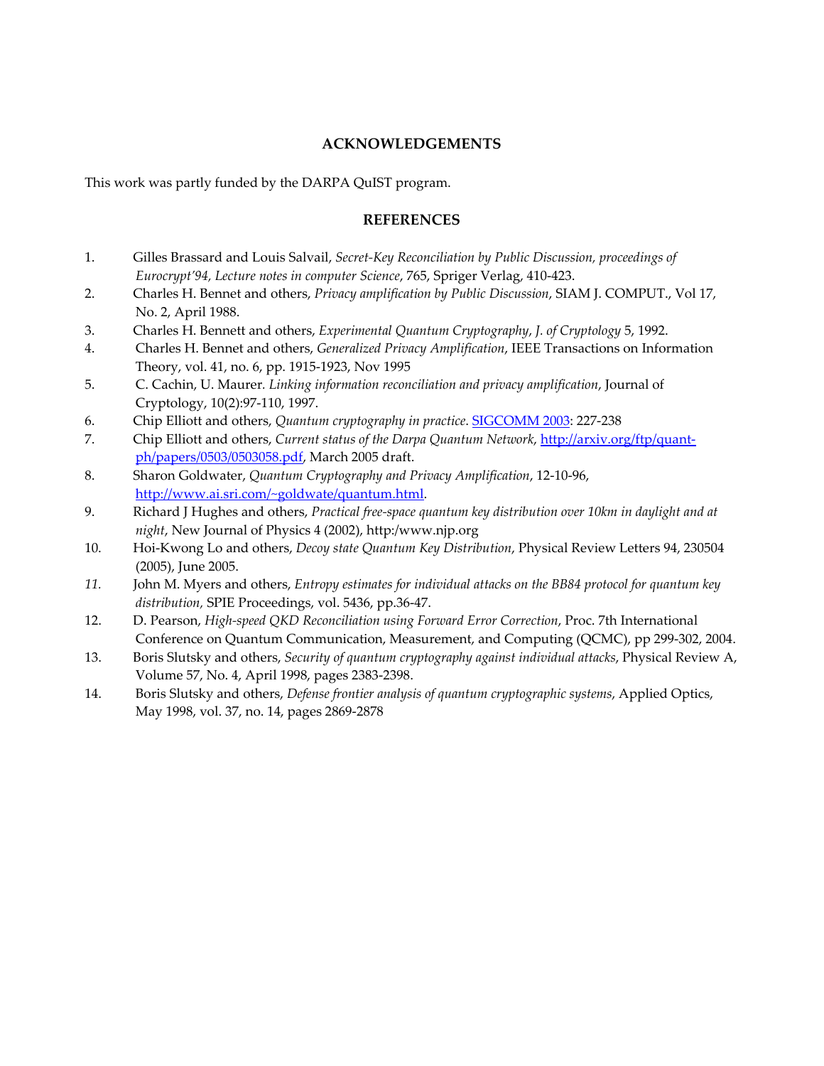## ACKNOWLEDGEMENTS

This work was partly funded by the DARPA QuIST program.

## REFERENCES

1. Gilles Brassard and Louis Salvail, *Secret-Key Reconciliation by Public Discussion, proceedings of Eurocrypt'94, Lecture notes in computer Science*, 765, Spriger Verlag, 410-423.
2. Charles H. Bennet and others, *Privacy amplification by Public Discussion*, SIAM J. COMPUT., Vol 17, No. 2, April 1988.
3. Charles H. Bennett and others, *Experimental Quantum Cryptography*, *J. of Cryptology* 5, 1992.
4. Charles H. Bennet and others, *Generalized Privacy Amplification*, IEEE Transactions on Information Theory, vol. 41, no. 6, pp. 1915-1923, Nov 1995
5. C. Cachin, U. Maurer. *Linking information reconciliation and privacy amplification*, Journal of Cryptology, 10(2):97-110, 1997.
6. Chip Elliott and others, *Quantum cryptography in practice*. SIGCOMM 2003: 227-238
7. Chip Elliott and others, *Current status of the Darpa Quantum Network*, http://arxiv.org/ftp/quant-ph/papers/0503/0503058.pdf, March 2005 draft.
8. Sharon Goldwater, *Quantum Cryptography and Privacy Amplification*, 12-10-96, http://www.ai.sri.com/~goldwate/quantum.html.
9. Richard J Hughes and others, *Practical free-space quantum key distribution over 10km in daylight and at night*, New Journal of Physics 4 (2002), http:/www.njp.org
10. Hoi-Kwong Lo and others, *Decoy state Quantum Key Distribution*, Physical Review Letters 94, 230504 (2005), June 2005.
11. John M. Myers and others, *Entropy estimates for individual attacks on the BB84 protocol for quantum key distribution*, SPIE Proceedings, vol. 5436, pp.36-47.
12. D. Pearson, *High-speed QKD Reconciliation using Forward Error Correction*, Proc. 7th International Conference on Quantum Communication, Measurement, and Computing (QCMC), pp 299-302, 2004.
13. Boris Slutsky and others, *Security of quantum cryptography against individual attacks*, Physical Review A, Volume 57, No. 4, April 1998, pages 2383-2398.
14. Boris Slutsky and others, *Defense frontier analysis of quantum cryptographic systems*, Applied Optics, May 1998, vol. 37, no. 14, pages 2869-2878